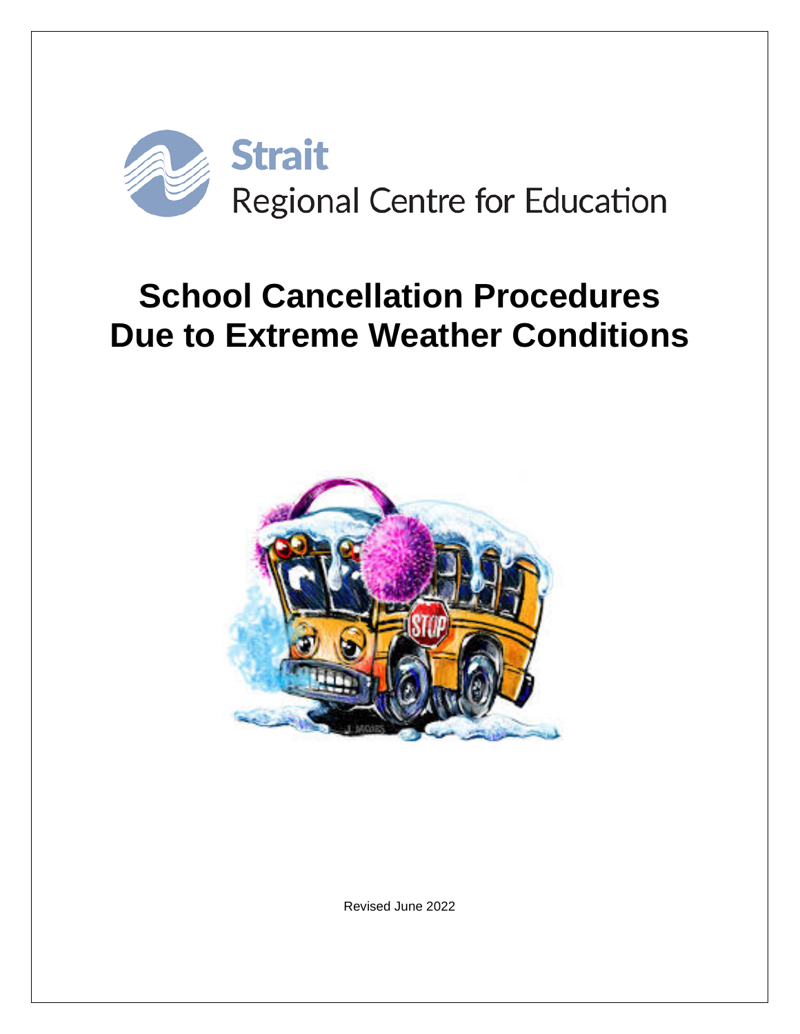Strait

Regional Centre for Education

# School Cancellation Procedures Due to Extreme Weather Conditions

Revised June 2022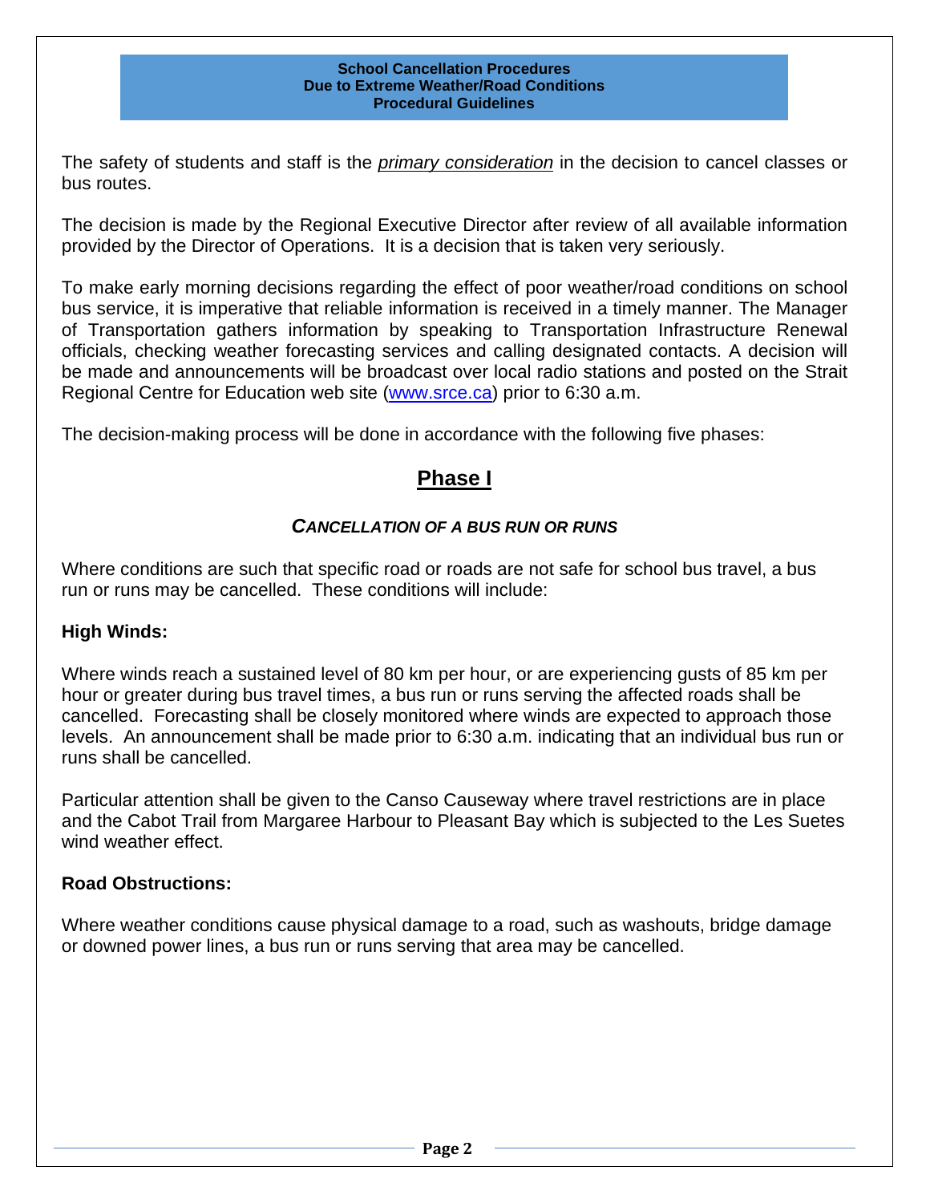**School Cancellation Procedures**
**Due to Extreme Weather/Road Conditions**
**Procedural Guidelines**

The safety of students and staff is the *primary consideration* in the decision to cancel classes or bus routes.

The decision is made by the Regional Executive Director after review of all available information provided by the Director of Operations. It is a decision that is taken very seriously.

To make early morning decisions regarding the effect of poor weather/road conditions on school bus service, it is imperative that reliable information is received in a timely manner. The Manager of Transportation gathers information by speaking to Transportation Infrastructure Renewal officials, checking weather forecasting services and calling designated contacts. A decision will be made and announcements will be broadcast over local radio stations and posted on the Strait Regional Centre for Education web site (www.srce.ca) prior to 6:30 a.m.

The decision-making process will be done in accordance with the following five phases:

## Phase I

### *CANCELLATION OF A BUS RUN OR RUNS*

Where conditions are such that specific road or roads are not safe for school bus travel, a bus run or runs may be cancelled. These conditions will include:

**High Winds:**

Where winds reach a sustained level of 80 km per hour, or are experiencing gusts of 85 km per hour or greater during bus travel times, a bus run or runs serving the affected roads shall be cancelled. Forecasting shall be closely monitored where winds are expected to approach those levels. An announcement shall be made prior to 6:30 a.m. indicating that an individual bus run or runs shall be cancelled.

Particular attention shall be given to the Canso Causeway where travel restrictions are in place and the Cabot Trail from Margaree Harbour to Pleasant Bay which is subjected to the Les Suetes wind weather effect.

**Road Obstructions:**

Where weather conditions cause physical damage to a road, such as washouts, bridge damage or downed power lines, a bus run or runs serving that area may be cancelled.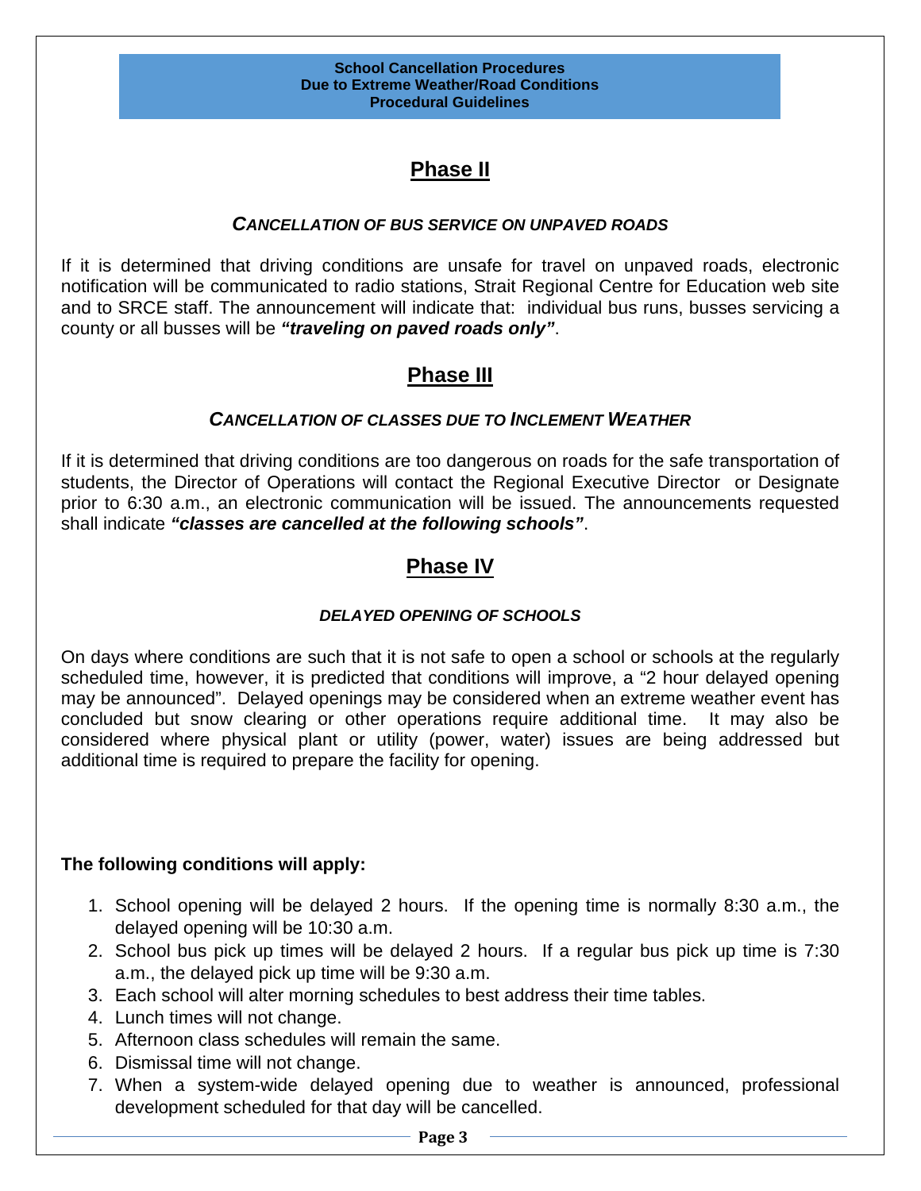**School Cancellation Procedures**
**Due to Extreme Weather/Road Conditions**
**Procedural Guidelines**

## Phase II

### *CANCELLATION OF BUS SERVICE ON UNPAVED ROADS*

If it is determined that driving conditions are unsafe for travel on unpaved roads, electronic notification will be communicated to radio stations, Strait Regional Centre for Education web site and to SRCE staff. The announcement will indicate that: individual bus runs, busses servicing a county or all busses will be ***"traveling on paved roads only"***.

## Phase III

### *CANCELLATION OF CLASSES DUE TO INCLEMENT WEATHER*

If it is determined that driving conditions are too dangerous on roads for the safe transportation of students, the Director of Operations will contact the Regional Executive Director or Designate prior to 6:30 a.m., an electronic communication will be issued. The announcements requested shall indicate ***"classes are cancelled at the following schools"***.

## Phase IV

### *DELAYED OPENING OF SCHOOLS*

On days where conditions are such that it is not safe to open a school or schools at the regularly scheduled time, however, it is predicted that conditions will improve, a "2 hour delayed opening may be announced". Delayed openings may be considered when an extreme weather event has concluded but snow clearing or other operations require additional time. It may also be considered where physical plant or utility (power, water) issues are being addressed but additional time is required to prepare the facility for opening.

**The following conditions will apply:**

1. School opening will be delayed 2 hours. If the opening time is normally 8:30 a.m., the delayed opening will be 10:30 a.m.
2. School bus pick up times will be delayed 2 hours. If a regular bus pick up time is 7:30 a.m., the delayed pick up time will be 9:30 a.m.
3. Each school will alter morning schedules to best address their time tables.
4. Lunch times will not change.
5. Afternoon class schedules will remain the same.
6. Dismissal time will not change.
7. When a system-wide delayed opening due to weather is announced, professional development scheduled for that day will be cancelled.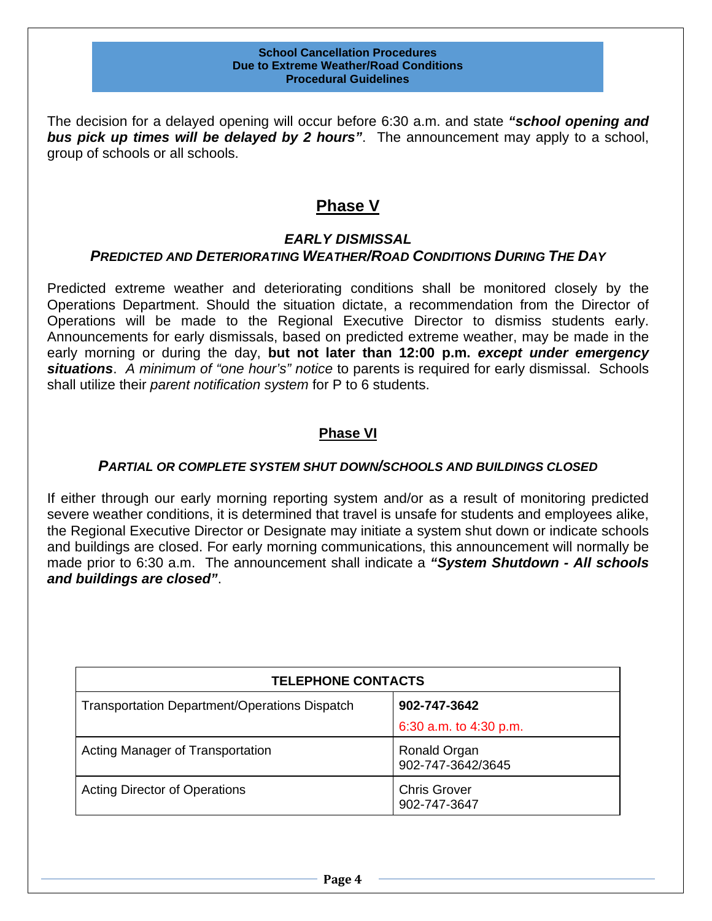**School Cancellation Procedures**
**Due to Extreme Weather/Road Conditions**
**Procedural Guidelines**

The decision for a delayed opening will occur before 6:30 a.m. and state ***"school opening and bus pick up times will be delayed by 2 hours"***. The announcement may apply to a school, group of schools or all schools.

## Phase V

### *EARLY DISMISSAL*
### *PREDICTED AND DETERIORATING WEATHER/ROAD CONDITIONS DURING THE DAY*

Predicted extreme weather and deteriorating conditions shall be monitored closely by the Operations Department. Should the situation dictate, a recommendation from the Director of Operations will be made to the Regional Executive Director to dismiss students early. Announcements for early dismissals, based on predicted extreme weather, may be made in the early morning or during the day, **but not later than 12:00 p.m.** ***except under emergency situations***. *A minimum of "one hour's" notice* to parents is required for early dismissal. Schools shall utilize their *parent notification system* for P to 6 students.

## Phase VI

### *PARTIAL OR COMPLETE SYSTEM SHUT DOWN/SCHOOLS AND BUILDINGS CLOSED*

If either through our early morning reporting system and/or as a result of monitoring predicted severe weather conditions, it is determined that travel is unsafe for students and employees alike, the Regional Executive Director or Designate may initiate a system shut down or indicate schools and buildings are closed. For early morning communications, this announcement will normally be made prior to 6:30 a.m. The announcement shall indicate a ***"System Shutdown - All schools and buildings are closed"***.

| **TELEPHONE CONTACTS** | |
|---|---|
| Transportation Department/Operations Dispatch | **902-747-3642**<br>6:30 a.m. to 4:30 p.m. |
| Acting Manager of Transportation | Ronald Organ<br>902-747-3642/3645 |
| Acting Director of Operations | Chris Grover<br>902-747-3647 |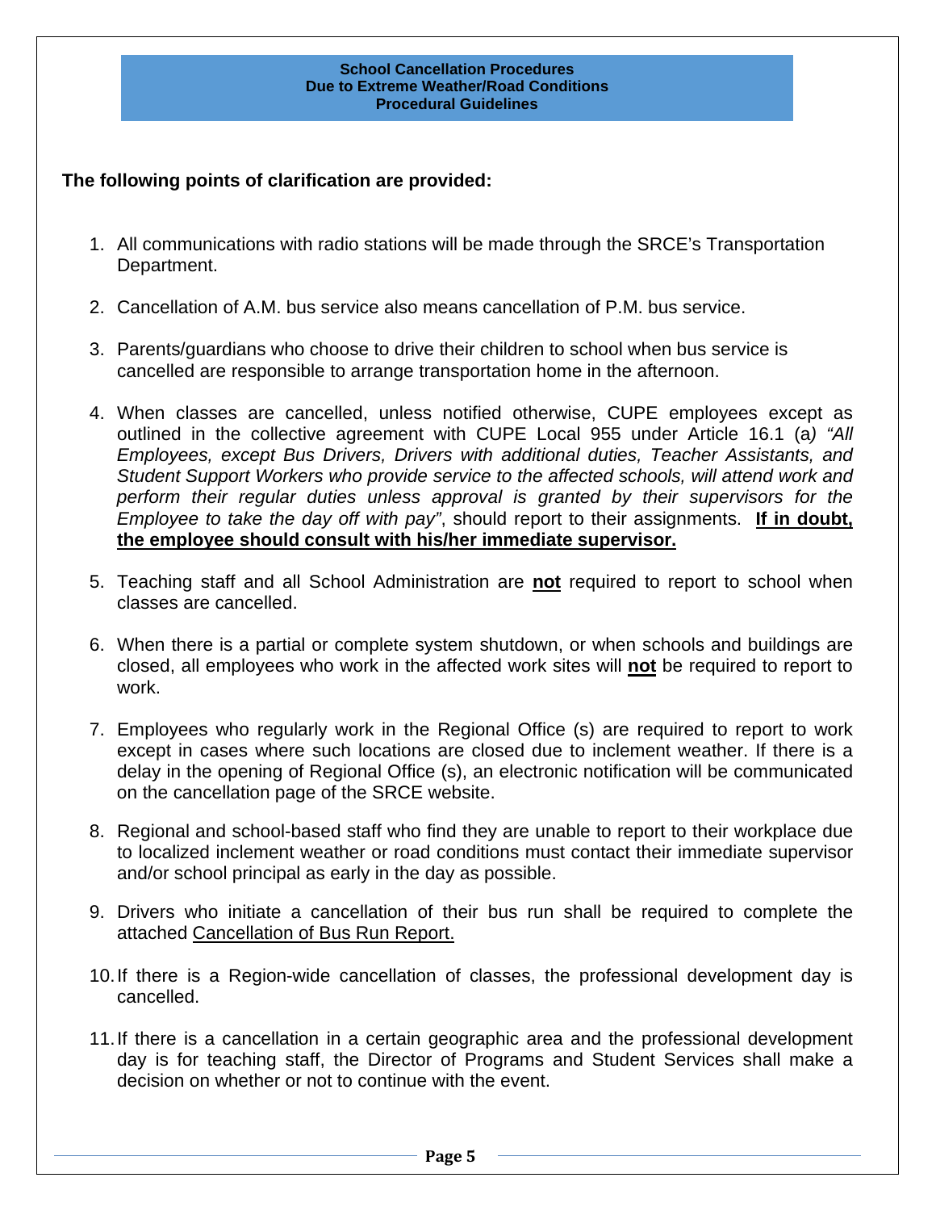**School Cancellation Procedures**
**Due to Extreme Weather/Road Conditions**
**Procedural Guidelines**

**The following points of clarification are provided:**

1. All communications with radio stations will be made through the SRCE's Transportation Department.

2. Cancellation of A.M. bus service also means cancellation of P.M. bus service.

3. Parents/guardians who choose to drive their children to school when bus service is cancelled are responsible to arrange transportation home in the afternoon.

4. When classes are cancelled, unless notified otherwise, CUPE employees except as outlined in the collective agreement with CUPE Local 955 under Article 16.1 (a) *"All Employees, except Bus Drivers, Drivers with additional duties, Teacher Assistants, and Student Support Workers who provide service to the affected schools, will attend work and perform their regular duties unless approval is granted by their supervisors for the Employee to take the day off with pay"*, should report to their assignments. **<u>If in doubt, the employee should consult with his/her immediate supervisor.</u>**

5. Teaching staff and all School Administration are **<u>not</u>** required to report to school when classes are cancelled.

6. When there is a partial or complete system shutdown, or when schools and buildings are closed, all employees who work in the affected work sites will **<u>not</u>** be required to report to work.

7. Employees who regularly work in the Regional Office (s) are required to report to work except in cases where such locations are closed due to inclement weather. If there is a delay in the opening of Regional Office (s), an electronic notification will be communicated on the cancellation page of the SRCE website.

8. Regional and school-based staff who find they are unable to report to their workplace due to localized inclement weather or road conditions must contact their immediate supervisor and/or school principal as early in the day as possible.

9. Drivers who initiate a cancellation of their bus run shall be required to complete the attached <u>Cancellation of Bus Run Report.</u>

10. If there is a Region-wide cancellation of classes, the professional development day is cancelled.

11. If there is a cancellation in a certain geographic area and the professional development day is for teaching staff, the Director of Programs and Student Services shall make a decision on whether or not to continue with the event.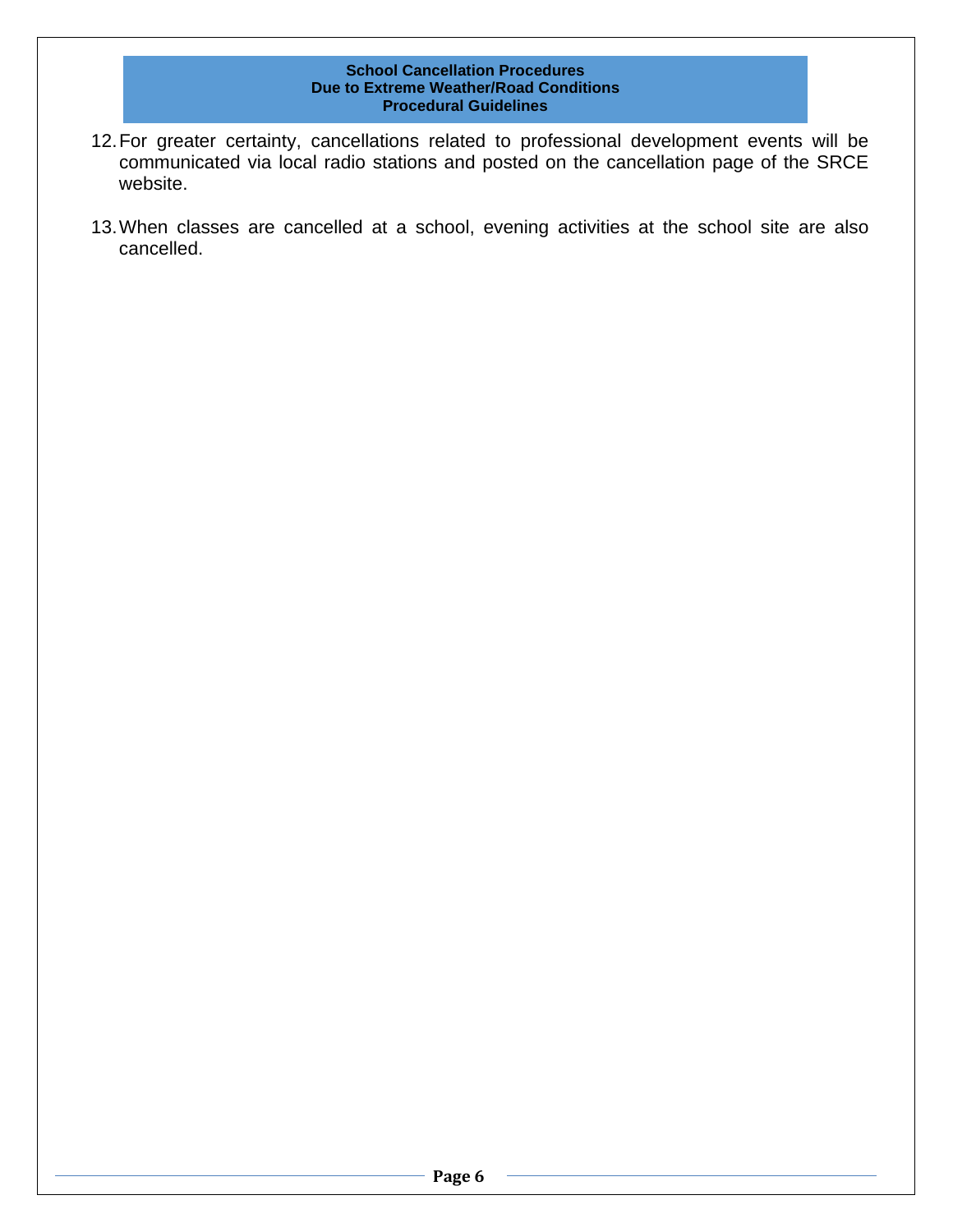12. For greater certainty, cancellations related to professional development events will be communicated via local radio stations and posted on the cancellation page of the SRCE website.

13. When classes are cancelled at a school, evening activities at the school site are also cancelled.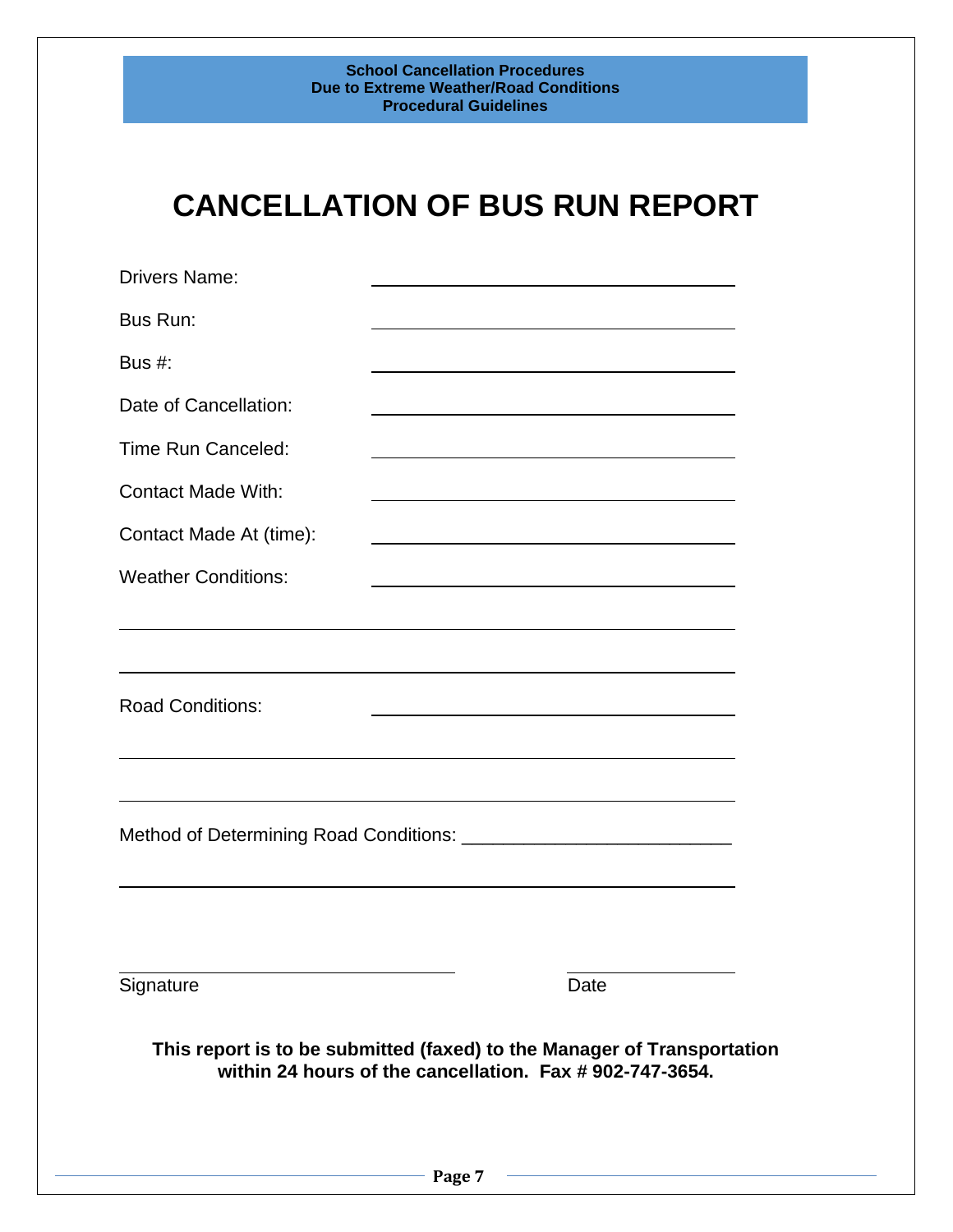**School Cancellation Procedures**
**Due to Extreme Weather/Road Conditions**
**Procedural Guidelines**

# CANCELLATION OF BUS RUN REPORT

Drivers Name: ______________________________

Bus Run: ______________________________

Bus #: ______________________________

Date of Cancellation: ______________________________

Time Run Canceled: ______________________________

Contact Made With: ______________________________

Contact Made At (time): ______________________________

Weather Conditions: ______________________________

__________________________________________________________

__________________________________________________________

Road Conditions: ______________________________

__________________________________________________________

__________________________________________________________

Method of Determining Road Conditions: _________________________

__________________________________________________________

______________________________ ______________

Signature Date

**This report is to be submitted (faxed) to the Manager of Transportation within 24 hours of the cancellation. Fax # 902-747-3654.**